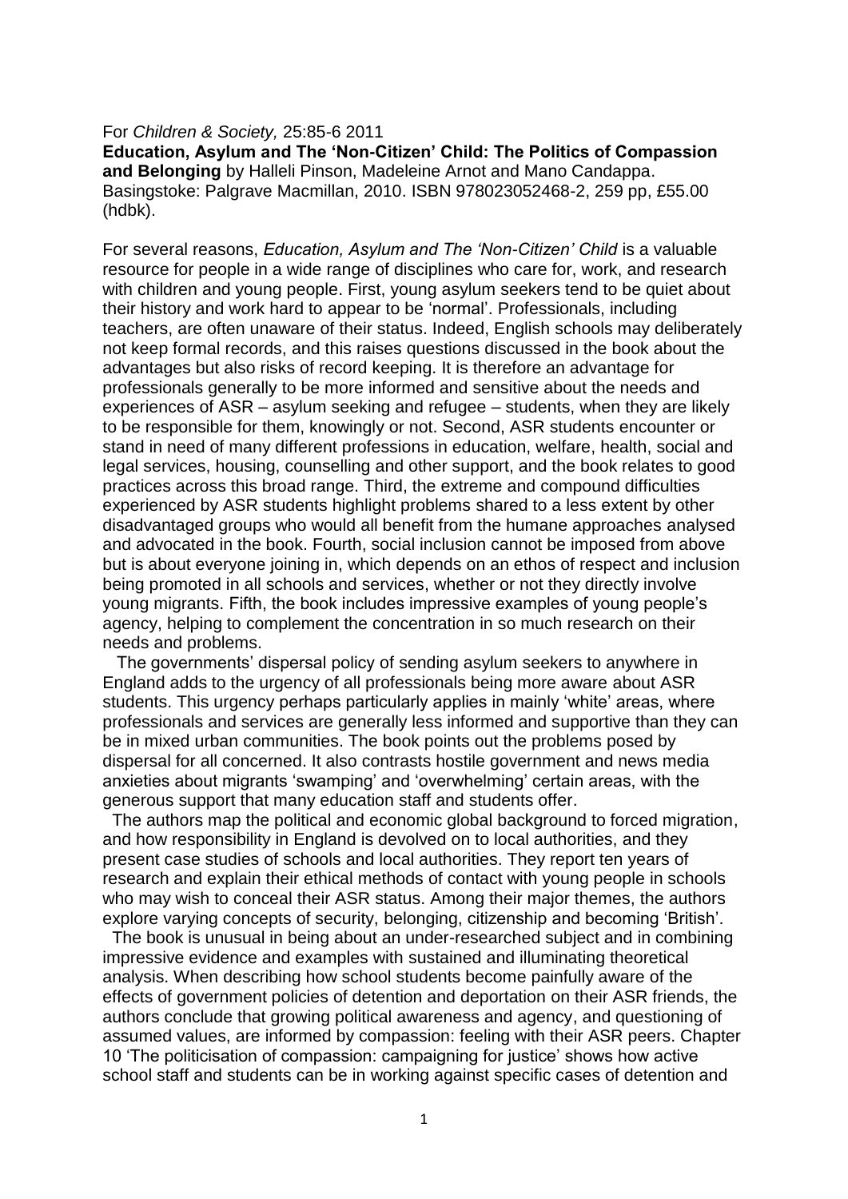For *Children & Society,* 25:85-6 2011

**Education, Asylum and The 'Non-Citizen' Child: The Politics of Compassion and Belonging** by Halleli Pinson, Madeleine Arnot and Mano Candappa. Basingstoke: Palgrave Macmillan, 2010. ISBN 978023052468-2, 259 pp, £55.00 (hdbk).

For several reasons, *Education, Asylum and The 'Non-Citizen' Child* is a valuable resource for people in a wide range of disciplines who care for, work, and research with children and young people. First, young asylum seekers tend to be quiet about their history and work hard to appear to be 'normal'. Professionals, including teachers, are often unaware of their status. Indeed, English schools may deliberately not keep formal records, and this raises questions discussed in the book about the advantages but also risks of record keeping. It is therefore an advantage for professionals generally to be more informed and sensitive about the needs and experiences of ASR – asylum seeking and refugee – students, when they are likely to be responsible for them, knowingly or not. Second, ASR students encounter or stand in need of many different professions in education, welfare, health, social and legal services, housing, counselling and other support, and the book relates to good practices across this broad range. Third, the extreme and compound difficulties experienced by ASR students highlight problems shared to a less extent by other disadvantaged groups who would all benefit from the humane approaches analysed and advocated in the book. Fourth, social inclusion cannot be imposed from above but is about everyone joining in, which depends on an ethos of respect and inclusion being promoted in all schools and services, whether or not they directly involve young migrants. Fifth, the book includes impressive examples of young people's agency, helping to complement the concentration in so much research on their needs and problems.

The governments' dispersal policy of sending asylum seekers to anywhere in England adds to the urgency of all professionals being more aware about ASR students. This urgency perhaps particularly applies in mainly 'white' areas, where professionals and services are generally less informed and supportive than they can be in mixed urban communities. The book points out the problems posed by dispersal for all concerned. It also contrasts hostile government and news media anxieties about migrants 'swamping' and 'overwhelming' certain areas, with the generous support that many education staff and students offer.

The authors map the political and economic global background to forced migration, and how responsibility in England is devolved on to local authorities, and they present case studies of schools and local authorities. They report ten years of research and explain their ethical methods of contact with young people in schools who may wish to conceal their ASR status. Among their major themes, the authors explore varying concepts of security, belonging, citizenship and becoming 'British'.

The book is unusual in being about an under-researched subject and in combining impressive evidence and examples with sustained and illuminating theoretical analysis. When describing how school students become painfully aware of the effects of government policies of detention and deportation on their ASR friends, the authors conclude that growing political awareness and agency, and questioning of assumed values, are informed by compassion: feeling with their ASR peers. Chapter 10 'The politicisation of compassion: campaigning for justice' shows how active school staff and students can be in working against specific cases of detention and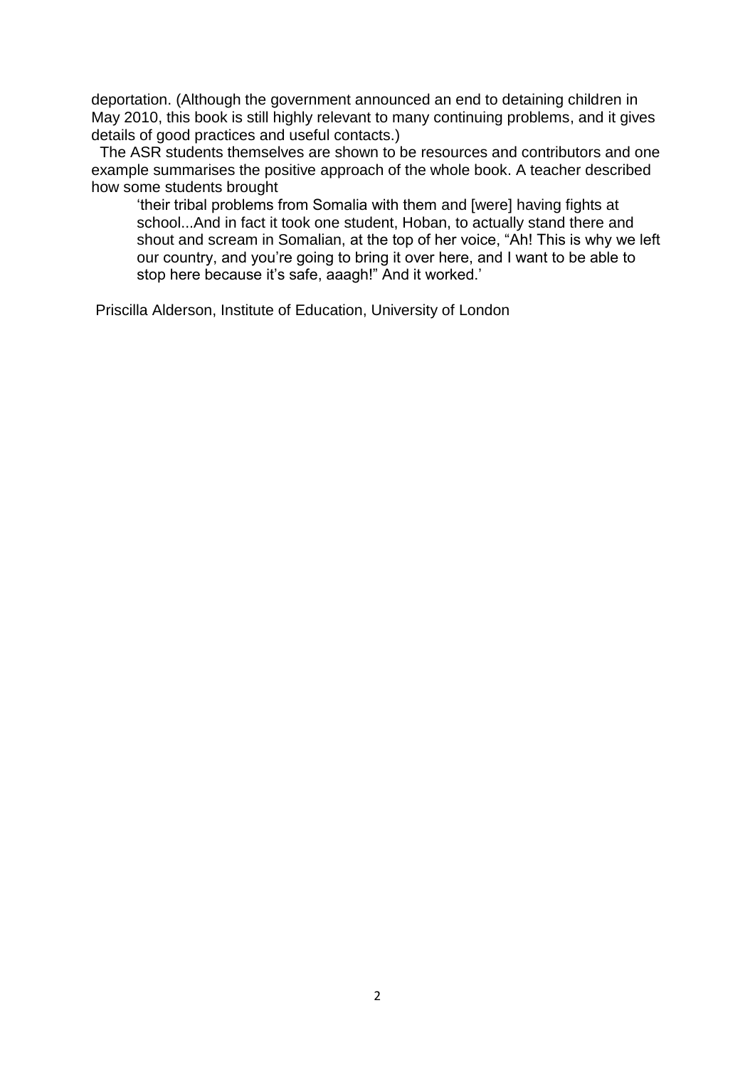deportation. (Although the government announced an end to detaining children in May 2010, this book is still highly relevant to many continuing problems, and it gives details of good practices and useful contacts.)

The ASR students themselves are shown to be resources and contributors and one example summarises the positive approach of the whole book. A teacher described how some students brought

> 'their tribal problems from Somalia with them and [were] having fights at school...And in fact it took one student, Hoban, to actually stand there and shout and scream in Somalian, at the top of her voice, "Ah! This is why we left our country, and you're going to bring it over here, and I want to be able to stop here because it's safe, aaagh!" And it worked.'

Priscilla Alderson, Institute of Education, University of London